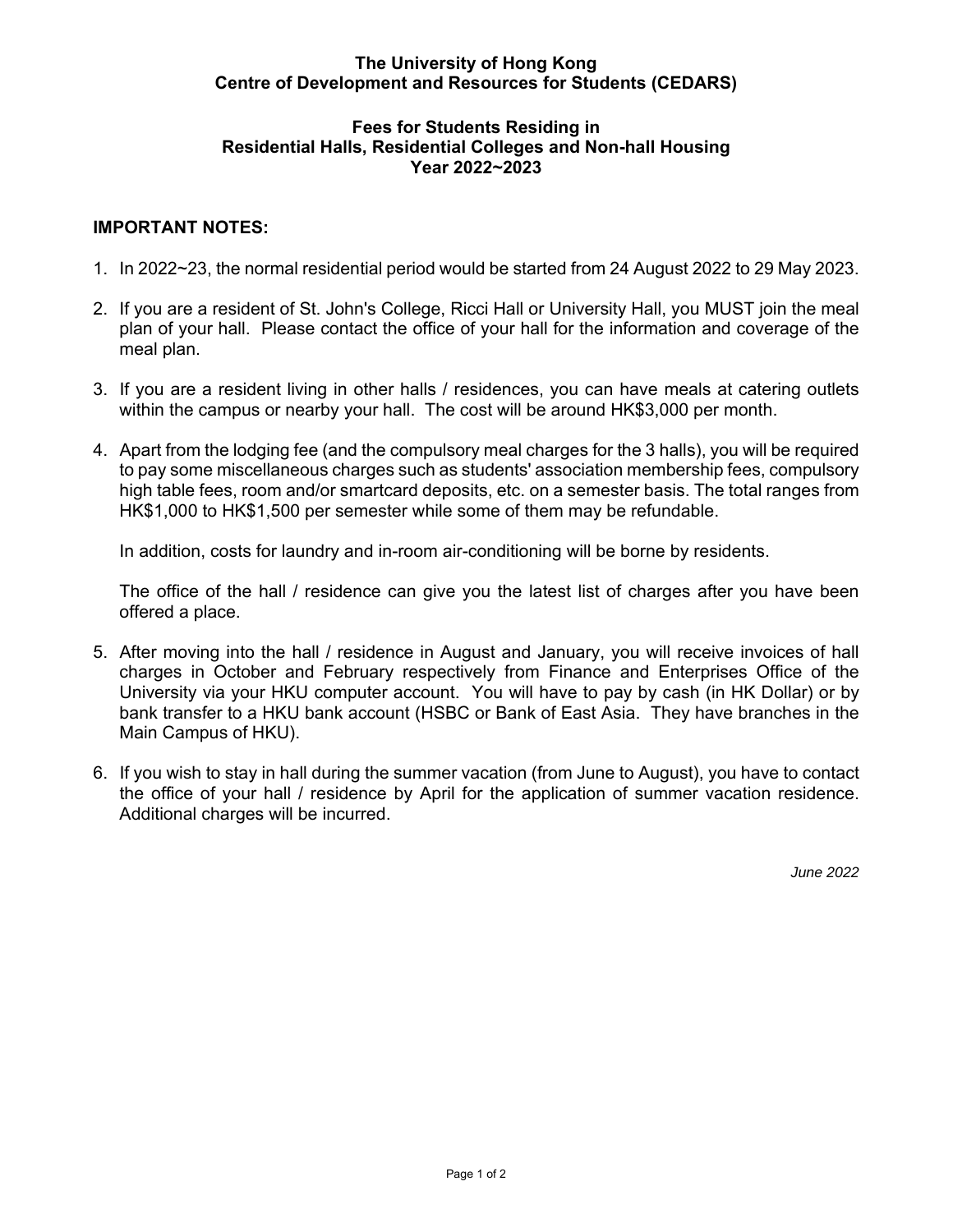**The University of Hong Kong**
**Centre of Development and Resources for Students (CEDARS)**

**Fees for Students Residing in**
**Residential Halls, Residential Colleges and Non-hall Housing**
**Year 2022~2023**

## IMPORTANT NOTES:

1. In 2022~23, the normal residential period would be started from 24 August 2022 to 29 May 2023.

2. If you are a resident of St. John's College, Ricci Hall or University Hall, you MUST join the meal plan of your hall. Please contact the office of your hall for the information and coverage of the meal plan.

3. If you are a resident living in other halls / residences, you can have meals at catering outlets within the campus or nearby your hall. The cost will be around HK$3,000 per month.

4. Apart from the lodging fee (and the compulsory meal charges for the 3 halls), you will be required to pay some miscellaneous charges such as students' association membership fees, compulsory high table fees, room and/or smartcard deposits, etc. on a semester basis. The total ranges from HK$1,000 to HK$1,500 per semester while some of them may be refundable.

   In addition, costs for laundry and in-room air-conditioning will be borne by residents.

   The office of the hall / residence can give you the latest list of charges after you have been offered a place.

5. After moving into the hall / residence in August and January, you will receive invoices of hall charges in October and February respectively from Finance and Enterprises Office of the University via your HKU computer account. You will have to pay by cash (in HK Dollar) or by bank transfer to a HKU bank account (HSBC or Bank of East Asia. They have branches in the Main Campus of HKU).

6. If you wish to stay in hall during the summer vacation (from June to August), you have to contact the office of your hall / residence by April for the application of summer vacation residence. Additional charges will be incurred.

*June 2022*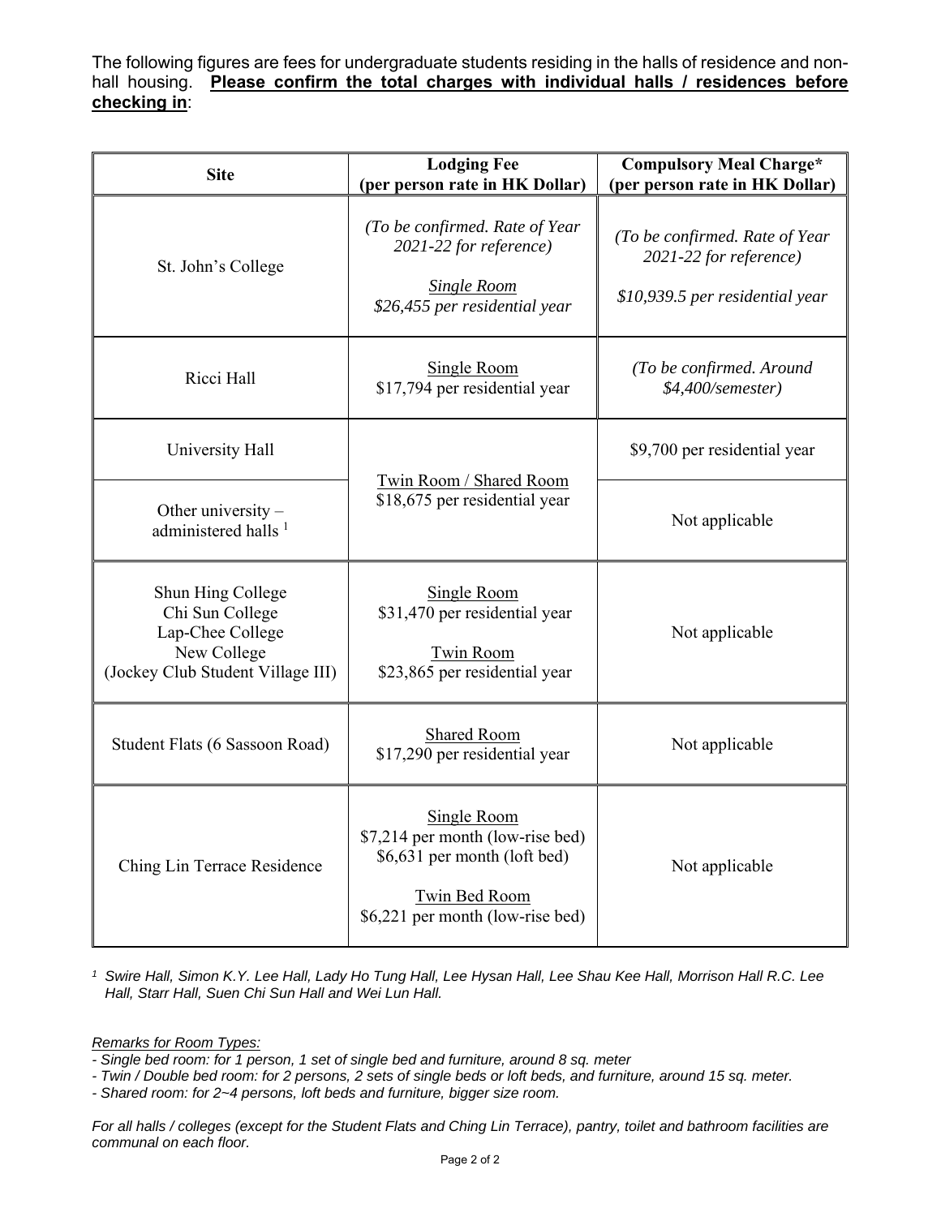The following figures are fees for undergraduate students residing in the halls of residence and non-hall housing. **Please confirm the total charges with individual halls / residences before checking in**:

| Site | Lodging Fee (per person rate in HK Dollar) | Compulsory Meal Charge* (per person rate in HK Dollar) |
|---|---|---|
| St. John's College | *(To be confirmed. Rate of Year 2021-22 for reference)*<br>*Single Room*<br>*$26,455 per residential year* | *(To be confirmed. Rate of Year 2021-22 for reference)*<br>*$10,939.5 per residential year* |
| Ricci Hall | Single Room<br>$17,794 per residential year | *(To be confirmed. Around $4,400/semester)* |
| University Hall | Twin Room / Shared Room<br>$18,675 per residential year | $9,700 per residential year |
| Other university – administered halls [1] | | Not applicable |
| Shun Hing College<br>Chi Sun College<br>Lap-Chee College<br>New College<br>(Jockey Club Student Village III) | Single Room<br>$31,470 per residential year<br>Twin Room<br>$23,865 per residential year | Not applicable |
| Student Flats (6 Sassoon Road) | Shared Room<br>$17,290 per residential year | Not applicable |
| Ching Lin Terrace Residence | Single Room<br>$7,214 per month (low-rise bed)<br>$6,631 per month (loft bed)<br>Twin Bed Room<br>$6,221 per month (low-rise bed) | Not applicable |

*[1] Swire Hall, Simon K.Y. Lee Hall, Lady Ho Tung Hall, Lee Hysan Hall, Lee Shau Kee Hall, Morrison Hall R.C. Lee Hall, Starr Hall, Suen Chi Sun Hall and Wei Lun Hall.*

*Remarks for Room Types:*

- *Single bed room: for 1 person, 1 set of single bed and furniture, around 8 sq. meter*
- *Twin / Double bed room: for 2 persons, 2 sets of single beds or loft beds, and furniture, around 15 sq. meter.*
- *Shared room: for 2~4 persons, loft beds and furniture, bigger size room.*

*For all halls / colleges (except for the Student Flats and Ching Lin Terrace), pantry, toilet and bathroom facilities are communal on each floor.*